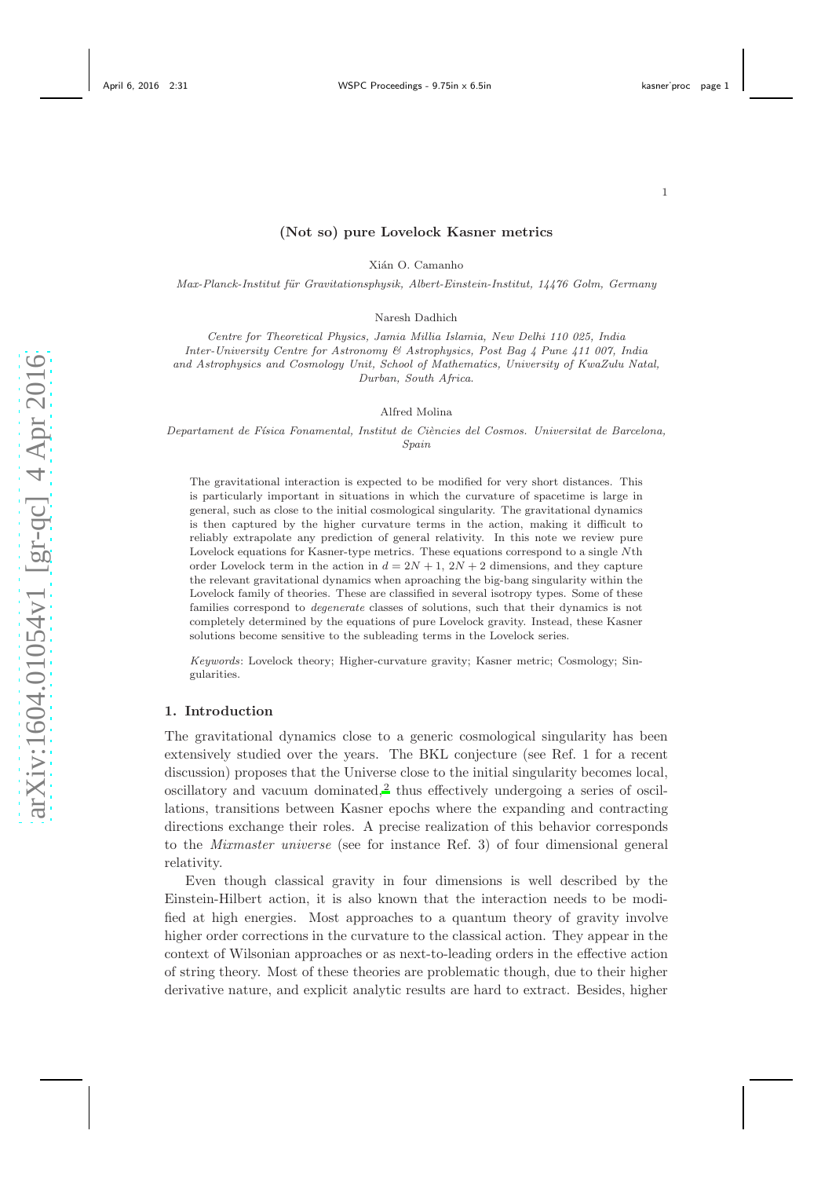# (Not so) pure Lovelock Kasner metrics

Xián O. Camanho

*Max-Planck-Institut für Gravitationsphysik, Albert-Einstein-Institut, 14476 Golm, Germany*

Naresh Dadhich

*Centre for Theoretical Physics, Jamia Millia Islamia, New Delhi 110 025, India*
*Inter-University Centre for Astronomy & Astrophysics, Post Bag 4 Pune 411 007, India*
*and Astrophysics and Cosmology Unit, School of Mathematics, University of KwaZulu Natal, Durban, South Africa.*

Alfred Molina

*Departament de Física Fonamental, Institut de Ciències del Cosmos. Universitat de Barcelona, Spain*

The gravitational interaction is expected to be modified for very short distances. This is particularly important in situations in which the curvature of spacetime is large in general, such as close to the initial cosmological singularity. The gravitational dynamics is then captured by the higher curvature terms in the action, making it difficult to reliably extrapolate any prediction of general relativity. In this note we review pure Lovelock equations for Kasner-type metrics. These equations correspond to a single $N$th order Lovelock term in the action in $d = 2N + 1$, $2N + 2$ dimensions, and they capture the relevant gravitational dynamics when aproaching the big-bang singularity within the Lovelock family of theories. These are classified in several isotropy types. Some of these families correspond to *degenerate* classes of solutions, such that their dynamics is not completely determined by the equations of pure Lovelock gravity. Instead, these Kasner solutions become sensitive to the subleading terms in the Lovelock series.

*Keywords*: Lovelock theory; Higher-curvature gravity; Kasner metric; Cosmology; Singularities.

## 1. Introduction

The gravitational dynamics close to a generic cosmological singularity has been extensively studied over the years. The BKL conjecture (see Ref. 1 for a recent discussion) proposes that the Universe close to the initial singularity becomes local, oscillatory and vacuum dominated,[2] thus effectively undergoing a series of oscillations, transitions between Kasner epochs where the expanding and contracting directions exchange their roles. A precise realization of this behavior corresponds to the *Mixmaster universe* (see for instance Ref. 3) of four dimensional general relativity.

Even though classical gravity in four dimensions is well described by the Einstein-Hilbert action, it is also known that the interaction needs to be modified at high energies. Most approaches to a quantum theory of gravity involve higher order corrections in the curvature to the classical action. They appear in the context of Wilsonian approaches or as next-to-leading orders in the effective action of string theory. Most of these theories are problematic though, due to their higher derivative nature, and explicit analytic results are hard to extract. Besides, higher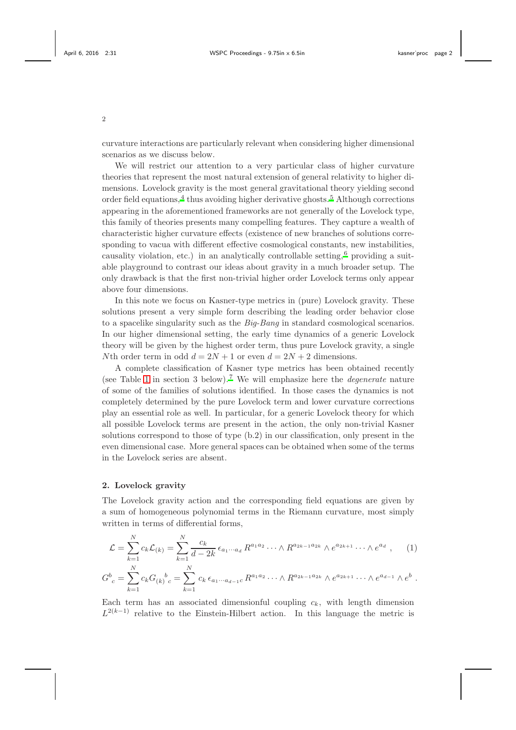curvature interactions are particularly relevant when considering higher dimensional scenarios as we discuss below.

We will restrict our attention to a very particular class of higher curvature theories that represent the most natural extension of general relativity to higher dimensions. Lovelock gravity is the most general gravitational theory yielding second order field equations,[4] thus avoiding higher derivative ghosts.[5] Although corrections appearing in the aforementioned frameworks are not generally of the Lovelock type, this family of theories presents many compelling features. They capture a wealth of characteristic higher curvature effects (existence of new branches of solutions corresponding to vacua with different effective cosmological constants, new instabilities, causality violation, etc.) in an analytically controllable setting,[6] providing a suitable playground to contrast our ideas about gravity in a much broader setup. The only drawback is that the first non-trivial higher order Lovelock terms only appear above four dimensions.

In this note we focus on Kasner-type metrics in (pure) Lovelock gravity. These solutions present a very simple form describing the leading order behavior close to a spacelike singularity such as the *Big-Bang* in standard cosmological scenarios. In our higher dimensional setting, the early time dynamics of a generic Lovelock theory will be given by the highest order term, thus pure Lovelock gravity, a single $N$th order term in odd $d = 2N + 1$ or even $d = 2N + 2$ dimensions.

A complete classification of Kasner type metrics has been obtained recently (see Table 1 in section 3 below).[7] We will emphasize here the *degenerate* nature of some of the families of solutions identified. In those cases the dynamics is not completely determined by the pure Lovelock term and lower curvature corrections play an essential role as well. In particular, for a generic Lovelock theory for which all possible Lovelock terms are present in the action, the only non-trivial Kasner solutions correspond to those of type (b.2) in our classification, only present in the even dimensional case. More general spaces can be obtained when some of the terms in the Lovelock series are absent.

## 2. Lovelock gravity

The Lovelock gravity action and the corresponding field equations are given by a sum of homogeneous polynomial terms in the Riemann curvature, most simply written in terms of differential forms,

$$\mathcal{L} = \sum_{k=1}^{N} c_k \mathcal{L}_{(k)} = \sum_{k=1}^{N} \frac{c_k}{d-2k}\, \epsilon_{a_1\cdots a_d}\, R^{a_1 a_2} \cdots \wedge R^{a_{2k-1}a_{2k}} \wedge e^{a_{2k+1}} \cdots \wedge e^{a_d} \ , \qquad (1)$$

$$G^b{}_c = \sum_{k=1}^{N} c_k G_{(k)}{}^b{}_c = \sum_{k=1}^{N} c_k\, \epsilon_{a_1\cdots a_{d-1}c}\, R^{a_1 a_2} \cdots \wedge R^{a_{2k-1}a_{2k}} \wedge e^{a_{2k+1}} \cdots \wedge e^{a_{d-1}} \wedge e^b \ .$$

Each term has an associated dimensionful coupling $c_k$, with length dimension $L^{2(k-1)}$ relative to the Einstein-Hilbert action. In this language the metric is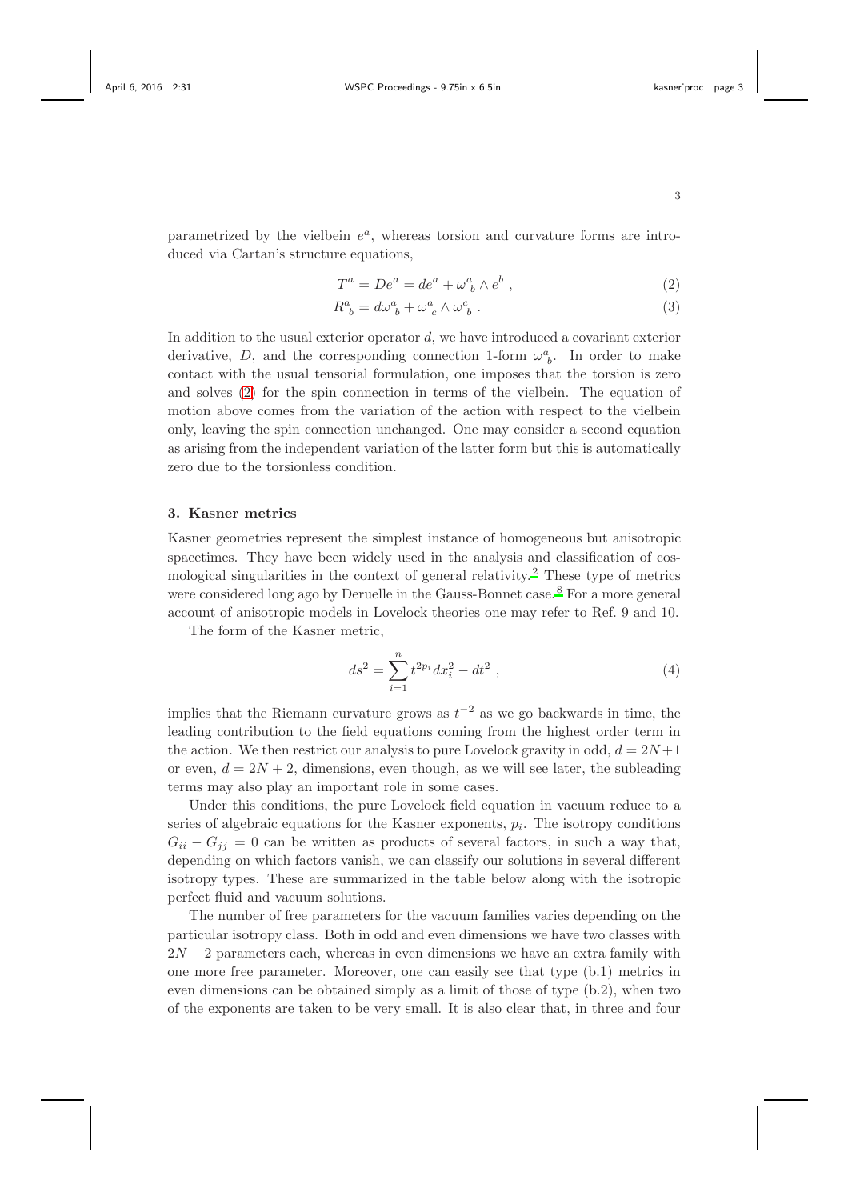parametrized by the vielbein $e^a$, whereas torsion and curvature forms are introduced via Cartan's structure equations,

$$T^a = De^a = de^a + \omega^a_{\ b} \wedge e^b \ , \tag{2}$$

$$R^a_{\ b} = d\omega^a_{\ b} + \omega^a_{\ c} \wedge \omega^c_{\ b} \ . \tag{3}$$

In addition to the usual exterior operator $d$, we have introduced a covariant exterior derivative, $D$, and the corresponding connection 1-form $\omega^a_{\ b}$. In order to make contact with the usual tensorial formulation, one imposes that the torsion is zero and solves (2) for the spin connection in terms of the vielbein. The equation of motion above comes from the variation of the action with respect to the vielbein only, leaving the spin connection unchanged. One may consider a second equation as arising from the independent variation of the latter form but this is automatically zero due to the torsionless condition.

## 3. Kasner metrics

Kasner geometries represent the simplest instance of homogeneous but anisotropic spacetimes. They have been widely used in the analysis and classification of cosmological singularities in the context of general relativity.[2] These type of metrics were considered long ago by Deruelle in the Gauss-Bonnet case.[8] For a more general account of anisotropic models in Lovelock theories one may refer to Ref. 9 and 10.

The form of the Kasner metric,

$$ds^2 = \sum_{i=1}^{n} t^{2p_i} dx_i^2 - dt^2 \ , \tag{4}$$

implies that the Riemann curvature grows as $t^{-2}$ as we go backwards in time, the leading contribution to the field equations coming from the highest order term in the action. We then restrict our analysis to pure Lovelock gravity in odd, $d = 2N+1$ or even, $d = 2N + 2$, dimensions, even though, as we will see later, the subleading terms may also play an important role in some cases.

Under this conditions, the pure Lovelock field equation in vacuum reduce to a series of algebraic equations for the Kasner exponents, $p_i$. The isotropy conditions $G_{ii} - G_{jj} = 0$ can be written as products of several factors, in such a way that, depending on which factors vanish, we can classify our solutions in several different isotropy types. These are summarized in the table below along with the isotropic perfect fluid and vacuum solutions.

The number of free parameters for the vacuum families varies depending on the particular isotropy class. Both in odd and even dimensions we have two classes with $2N - 2$ parameters each, whereas in even dimensions we have an extra family with one more free parameter. Moreover, one can easily see that type (b.1) metrics in even dimensions can be obtained simply as a limit of those of type (b.2), when two of the exponents are taken to be very small. It is also clear that, in three and four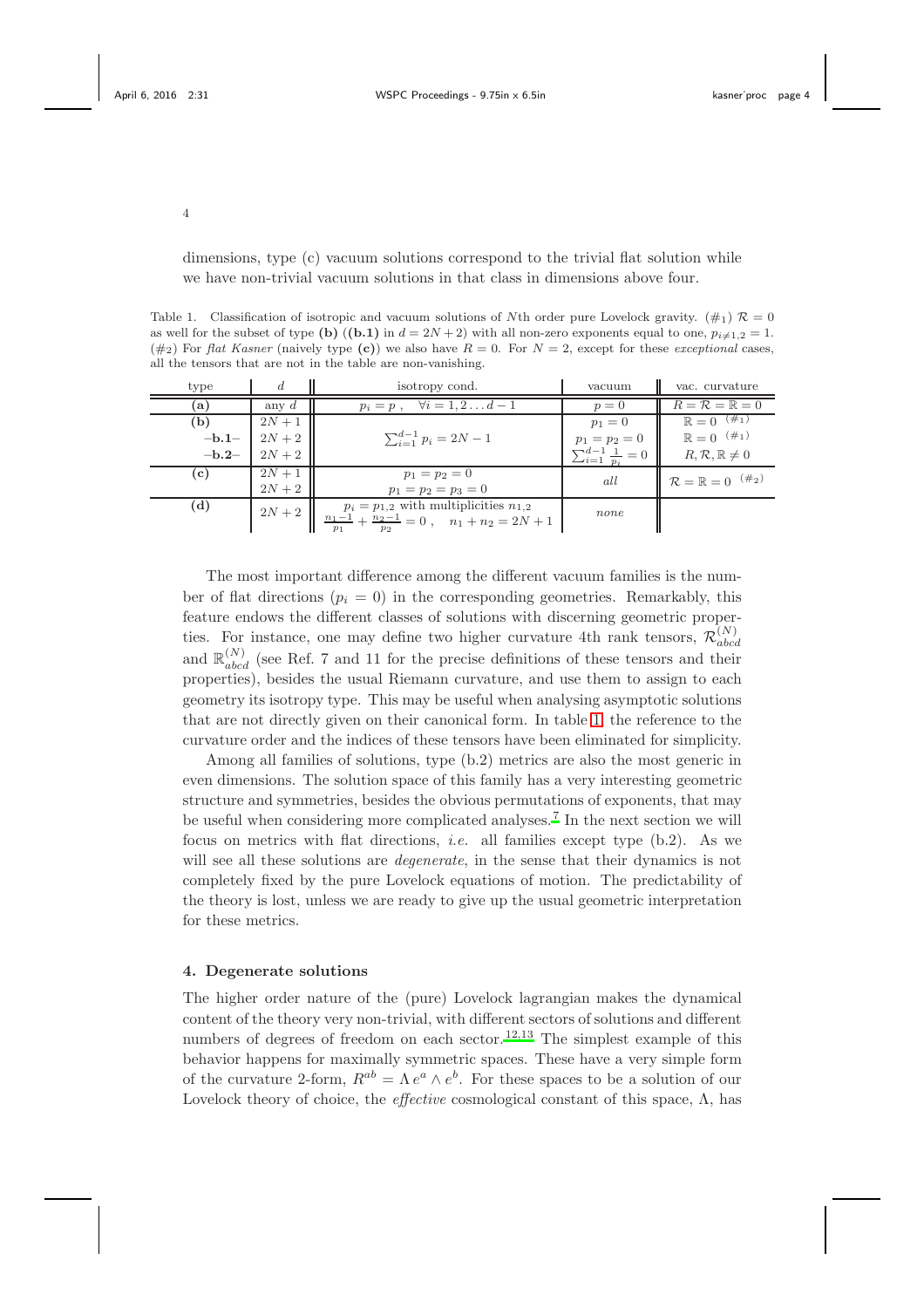dimensions, type (c) vacuum solutions correspond to the trivial flat solution while we have non-trivial vacuum solutions in that class in dimensions above four.

Table 1. Classification of isotropic and vacuum solutions of $N$th order pure Lovelock gravity. ($\#_1$) $\mathcal{R}=0$ as well for the subset of type **(b)** (**(b.1)** in $d=2N+2$) with all non-zero exponents equal to one, $p_{i\neq 1,2}=1$. ($\#_2$) For *flat Kasner* (naively type **(c)**) we also have $R=0$. For $N=2$, except for these *exceptional* cases, all the tensors that are not in the table are non-vanishing.

| type | $d$ | isotropy cond. | vacuum | vac. curvature |
|---|---|---|---|---|
| **(a)** | any $d$ | $p_i = p\,,\quad \forall i = 1,2\ldots d-1$ | $p=0$ | $R=\mathcal{R}=\mathbb{R}=0$ |
| **(b)** | $2N+1$ | $\sum_{i=1}^{d-1} p_i = 2N-1$ | $p_1=0$ | $\mathbb{R}=0$ $^{(\#_1)}$ |
| **–b.1–** | $2N+2$ | | $p_1=p_2=0$ | $\mathbb{R}=0$ $^{(\#_1)}$ |
| **–b.2–** | $2N+2$ | | $\sum_{i=1}^{d-1}\frac{1}{p_i}=0$ | $R,\mathcal{R},\mathbb{R}\neq 0$ |
| **(c)** | $2N+1$ | $p_1=p_2=0$ | *all* | $\mathcal{R}=\mathbb{R}=0$ $^{(\#_2)}$ |
| | $2N+2$ | $p_1=p_2=p_3=0$ | | |
| **(d)** | $2N+2$ | $p_i=p_{1,2}$ with multiplicities $n_{1,2}$; $\frac{n_1-1}{p_1}+\frac{n_2-1}{p_2}=0\,,\quad n_1+n_2=2N+1$ | *none* | |

The most important difference among the different vacuum families is the number of flat directions ($p_i=0$) in the corresponding geometries. Remarkably, this feature endows the different classes of solutions with discerning geometric properties. For instance, one may define two higher curvature 4th rank tensors, $\mathcal{R}^{(N)}_{abcd}$ and $\mathbb{R}^{(N)}_{abcd}$ (see Ref. 7 and 11 for the precise definitions of these tensors and their properties), besides the usual Riemann curvature, and use them to assign to each geometry its isotropy type. This may be useful when analysing asymptotic solutions that are not directly given on their canonical form. In table 1, the reference to the curvature order and the indices of these tensors have been eliminated for simplicity.

Among all families of solutions, type (b.2) metrics are also the most generic in even dimensions. The solution space of this family has a very interesting geometric structure and symmetries, besides the obvious permutations of exponents, that may be useful when considering more complicated analyses.[7] In the next section we will focus on metrics with flat directions, *i.e.* all families except type (b.2). As we will see all these solutions are *degenerate*, in the sense that their dynamics is not completely fixed by the pure Lovelock equations of motion. The predictability of the theory is lost, unless we are ready to give up the usual geometric interpretation for these metrics.

## 4. Degenerate solutions

The higher order nature of the (pure) Lovelock lagrangian makes the dynamical content of the theory very non-trivial, with different sectors of solutions and different numbers of degrees of freedom on each sector.[12,13] The simplest example of this behavior happens for maximally symmetric spaces. These have a very simple form of the curvature 2-form, $R^{ab}=\Lambda\, e^a\wedge e^b$. For these spaces to be a solution of our Lovelock theory of choice, the *effective* cosmological constant of this space, $\Lambda$, has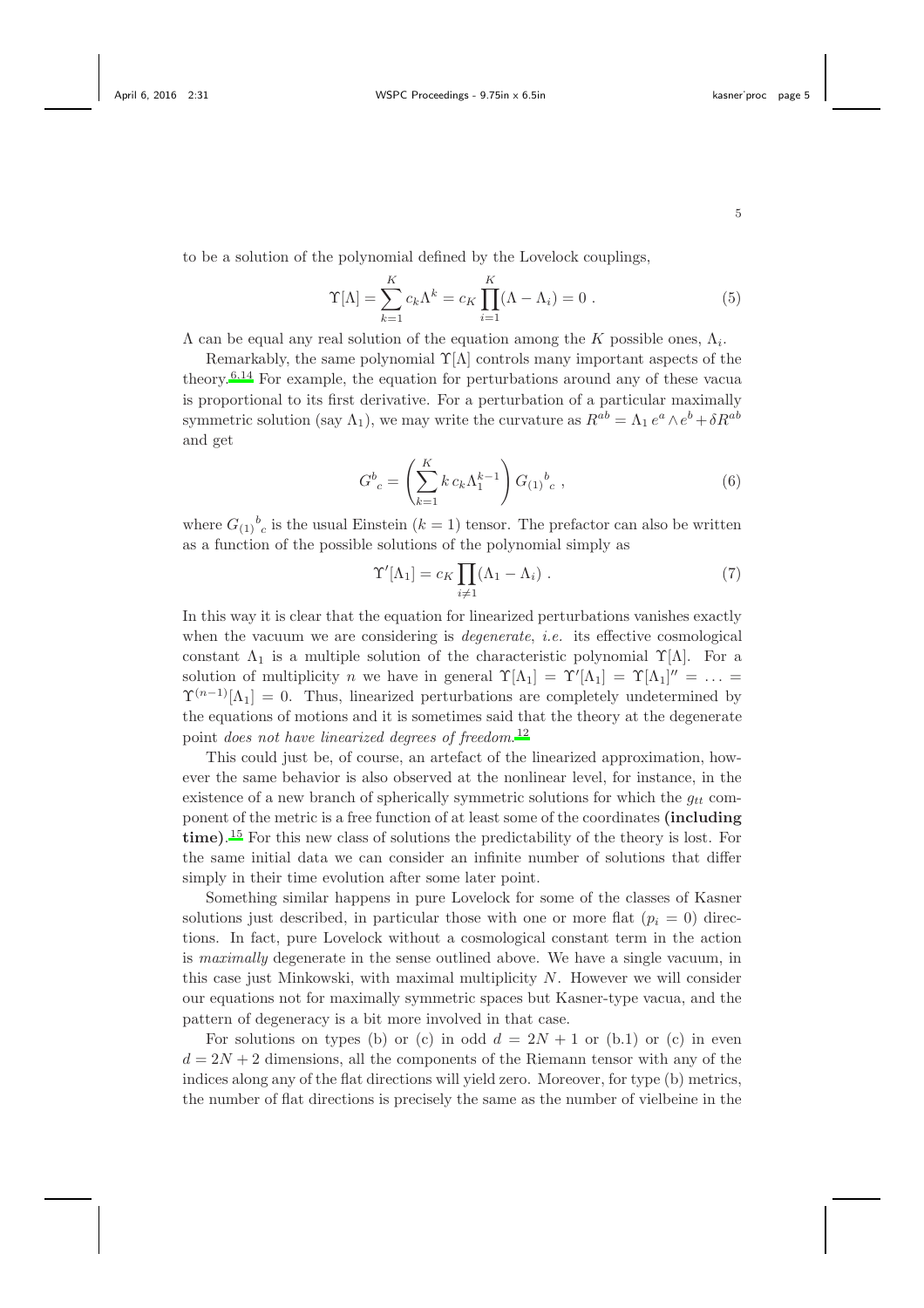to be a solution of the polynomial defined by the Lovelock couplings,

$$\Upsilon[\Lambda] = \sum_{k=1}^{K} c_k \Lambda^k = c_K \prod_{i=1}^{K} (\Lambda - \Lambda_i) = 0 \ . \tag{5}$$

$\Lambda$ can be equal any real solution of the equation among the $K$ possible ones, $\Lambda_i$.

Remarkably, the same polynomial $\Upsilon[\Lambda]$ controls many important aspects of the theory.[6,14] For example, the equation for perturbations around any of these vacua is proportional to its first derivative. For a perturbation of a particular maximally symmetric solution (say $\Lambda_1$), we may write the curvature as $R^{ab} = \Lambda_1 \, e^a \wedge e^b + \delta R^{ab}$ and get

$$G^b{}_c = \left( \sum_{k=1}^{K} k \, c_k \Lambda_1^{k-1} \right) G_{(1)}{}^b{}_c \ , \tag{6}$$

where $G_{(1)}{}^b{}_c$ is the usual Einstein ($k = 1$) tensor. The prefactor can also be written as a function of the possible solutions of the polynomial simply as

$$\Upsilon'[\Lambda_1] = c_K \prod_{i \neq 1} (\Lambda_1 - \Lambda_i) \ . \tag{7}$$

In this way it is clear that the equation for linearized perturbations vanishes exactly when the vacuum we are considering is *degenerate*, *i.e.* its effective cosmological constant $\Lambda_1$ is a multiple solution of the characteristic polynomial $\Upsilon[\Lambda]$. For a solution of multiplicity $n$ we have in general $\Upsilon[\Lambda_1] = \Upsilon'[\Lambda_1] = \Upsilon[\Lambda_1]'' = \ldots = \Upsilon^{(n-1)}[\Lambda_1] = 0$. Thus, linearized perturbations are completely undetermined by the equations of motions and it is sometimes said that the theory at the degenerate point *does not have linearized degrees of freedom*.[12]

This could just be, of course, an artefact of the linearized approximation, however the same behavior is also observed at the nonlinear level, for instance, in the existence of a new branch of spherically symmetric solutions for which the $g_{tt}$ component of the metric is a free function of at least some of the coordinates **(including time)**.[15] For this new class of solutions the predictability of the theory is lost. For the same initial data we can consider an infinite number of solutions that differ simply in their time evolution after some later point.

Something similar happens in pure Lovelock for some of the classes of Kasner solutions just described, in particular those with one or more flat ($p_i = 0$) directions. In fact, pure Lovelock without a cosmological constant term in the action is *maximally* degenerate in the sense outlined above. We have a single vacuum, in this case just Minkowski, with maximal multiplicity $N$. However we will consider our equations not for maximally symmetric spaces but Kasner-type vacua, and the pattern of degeneracy is a bit more involved in that case.

For solutions on types (b) or (c) in odd $d = 2N + 1$ or (b.1) or (c) in even $d = 2N + 2$ dimensions, all the components of the Riemann tensor with any of the indices along any of the flat directions will yield zero. Moreover, for type (b) metrics, the number of flat directions is precisely the same as the number of vielbeine in the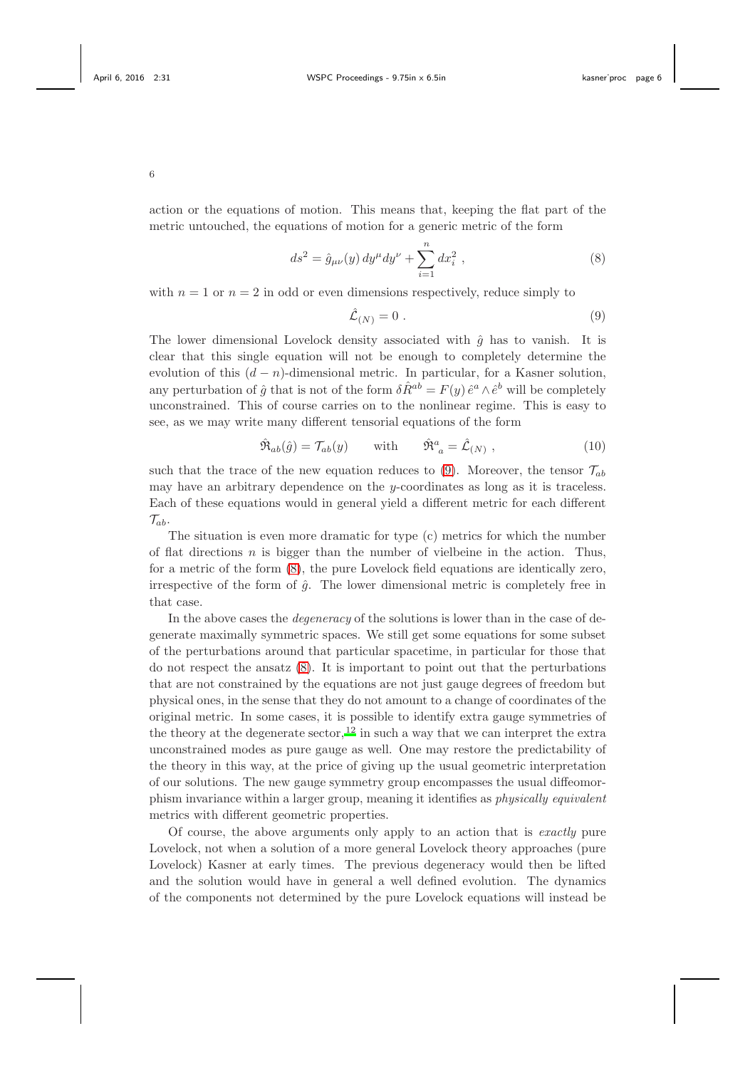action or the equations of motion. This means that, keeping the flat part of the metric untouched, the equations of motion for a generic metric of the form

$$ds^2 = \hat{g}_{\mu\nu}(y)\, dy^\mu dy^\nu + \sum_{i=1}^{n} dx_i^2 \ , \tag{8}$$

with $n = 1$ or $n = 2$ in odd or even dimensions respectively, reduce simply to

$$\hat{\mathcal{L}}_{(N)} = 0 \ . \tag{9}$$

The lower dimensional Lovelock density associated with $\hat{g}$ has to vanish. It is clear that this single equation will not be enough to completely determine the evolution of this $(d-n)$-dimensional metric. In particular, for a Kasner solution, any perturbation of $\hat{g}$ that is not of the form $\delta \hat{R}^{ab} = F(y)\, \hat{e}^a \wedge \hat{e}^b$ will be completely unconstrained. This of course carries on to the nonlinear regime. This is easy to see, as we may write many different tensorial equations of the form

$$\hat{\mathfrak{R}}_{ab}(\hat{g}) = \mathcal{T}_{ab}(y) \qquad \text{with} \qquad \hat{\mathfrak{R}}^a{}_a = \hat{\mathcal{L}}_{(N)} \ , \tag{10}$$

such that the trace of the new equation reduces to (9). Moreover, the tensor $\mathcal{T}_{ab}$ may have an arbitrary dependence on the $y$-coordinates as long as it is traceless. Each of these equations would in general yield a different metric for each different $\mathcal{T}_{ab}$.

The situation is even more dramatic for type (c) metrics for which the number of flat directions $n$ is bigger than the number of vielbeine in the action. Thus, for a metric of the form (8), the pure Lovelock field equations are identically zero, irrespective of the form of $\hat{g}$. The lower dimensional metric is completely free in that case.

In the above cases the *degeneracy* of the solutions is lower than in the case of degenerate maximally symmetric spaces. We still get some equations for some subset of the perturbations around that particular spacetime, in particular for those that do not respect the ansatz (8). It is important to point out that the perturbations that are not constrained by the equations are not just gauge degrees of freedom but physical ones, in the sense that they do not amount to a change of coordinates of the original metric. In some cases, it is possible to identify extra gauge symmetries of the theory at the degenerate sector,[12] in such a way that we can interpret the extra unconstrained modes as pure gauge as well. One may restore the predictability of the theory in this way, at the price of giving up the usual geometric interpretation of our solutions. The new gauge symmetry group encompasses the usual diffeomorphism invariance within a larger group, meaning it identifies as *physically equivalent* metrics with different geometric properties.

Of course, the above arguments only apply to an action that is *exactly* pure Lovelock, not when a solution of a more general Lovelock theory approaches (pure Lovelock) Kasner at early times. The previous degeneracy would then be lifted and the solution would have in general a well defined evolution. The dynamics of the components not determined by the pure Lovelock equations will instead be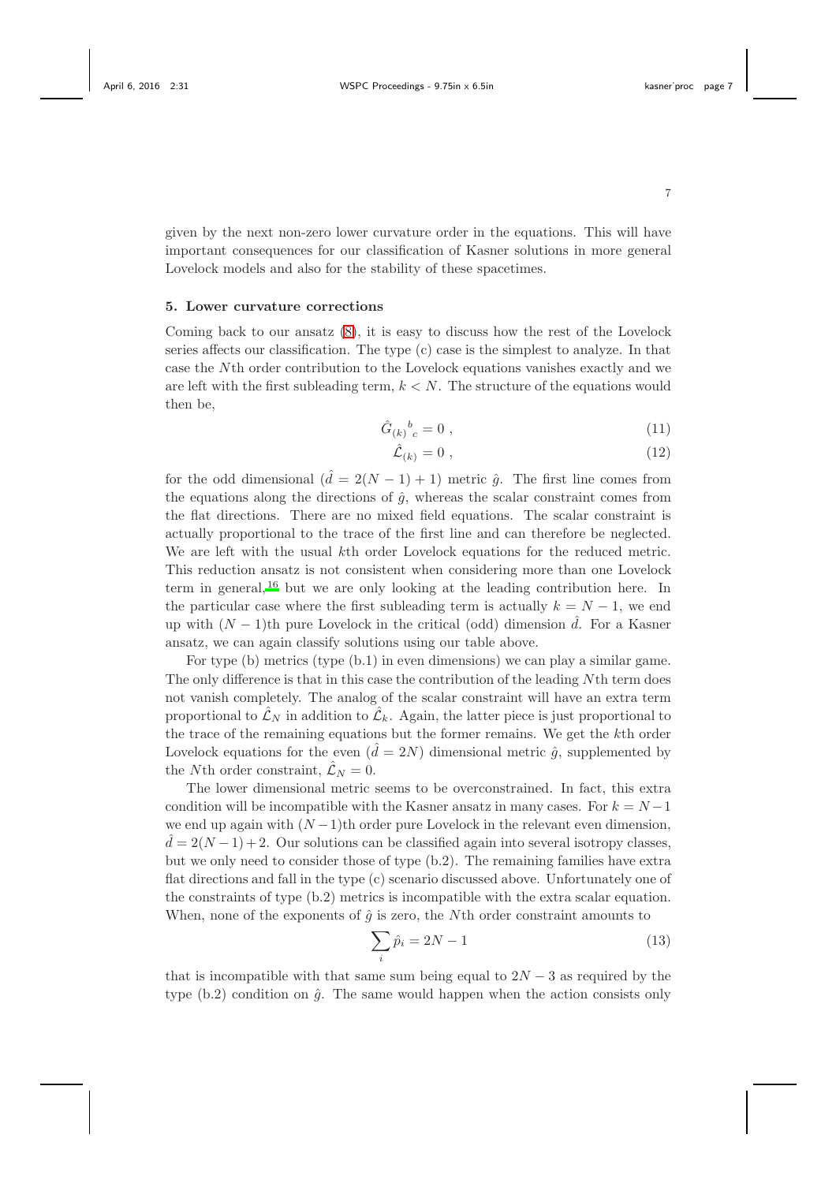given by the next non-zero lower curvature order in the equations. This will have important consequences for our classification of Kasner solutions in more general Lovelock models and also for the stability of these spacetimes.

## 5. Lower curvature corrections

Coming back to our ansatz (8), it is easy to discuss how the rest of the Lovelock series affects our classification. The type (c) case is the simplest to analyze. In that case the $N$th order contribution to the Lovelock equations vanishes exactly and we are left with the first subleading term, $k < N$. The structure of the equations would then be,

$$\hat{G}_{(k)}{}^{b}{}_{c} = 0 \; , \tag{11}$$

$$\hat{\mathcal{L}}_{(k)} = 0 \; , \tag{12}$$

for the odd dimensional ($\hat{d} = 2(N-1)+1$) metric $\hat{g}$. The first line comes from the equations along the directions of $\hat{g}$, whereas the scalar constraint comes from the flat directions. There are no mixed field equations. The scalar constraint is actually proportional to the trace of the first line and can therefore be neglected. We are left with the usual $k$th order Lovelock equations for the reduced metric. This reduction ansatz is not consistent when considering more than one Lovelock term in general,[16] but we are only looking at the leading contribution here. In the particular case where the first subleading term is actually $k = N-1$, we end up with $(N-1)$th pure Lovelock in the critical (odd) dimension $\hat{d}$. For a Kasner ansatz, we can again classify solutions using our table above.

For type (b) metrics (type (b.1) in even dimensions) we can play a similar game. The only difference is that in this case the contribution of the leading $N$th term does not vanish completely. The analog of the scalar constraint will have an extra term proportional to $\hat{\mathcal{L}}_N$ in addition to $\hat{\mathcal{L}}_k$. Again, the latter piece is just proportional to the trace of the remaining equations but the former remains. We get the $k$th order Lovelock equations for the even ($\hat{d} = 2N$) dimensional metric $\hat{g}$, supplemented by the $N$th order constraint, $\hat{\mathcal{L}}_N = 0$.

The lower dimensional metric seems to be overconstrained. In fact, this extra condition will be incompatible with the Kasner ansatz in many cases. For $k = N-1$ we end up again with $(N-1)$th order pure Lovelock in the relevant even dimension, $\hat{d} = 2(N-1)+2$. Our solutions can be classified again into several isotropy classes, but we only need to consider those of type (b.2). The remaining families have extra flat directions and fall in the type (c) scenario discussed above. Unfortunately one of the constraints of type (b.2) metrics is incompatible with the extra scalar equation. When, none of the exponents of $\hat{g}$ is zero, the $N$th order constraint amounts to

$$\sum_i \hat{p}_i = 2N - 1 \tag{13}$$

that is incompatible with that same sum being equal to $2N-3$ as required by the type (b.2) condition on $\hat{g}$. The same would happen when the action consists only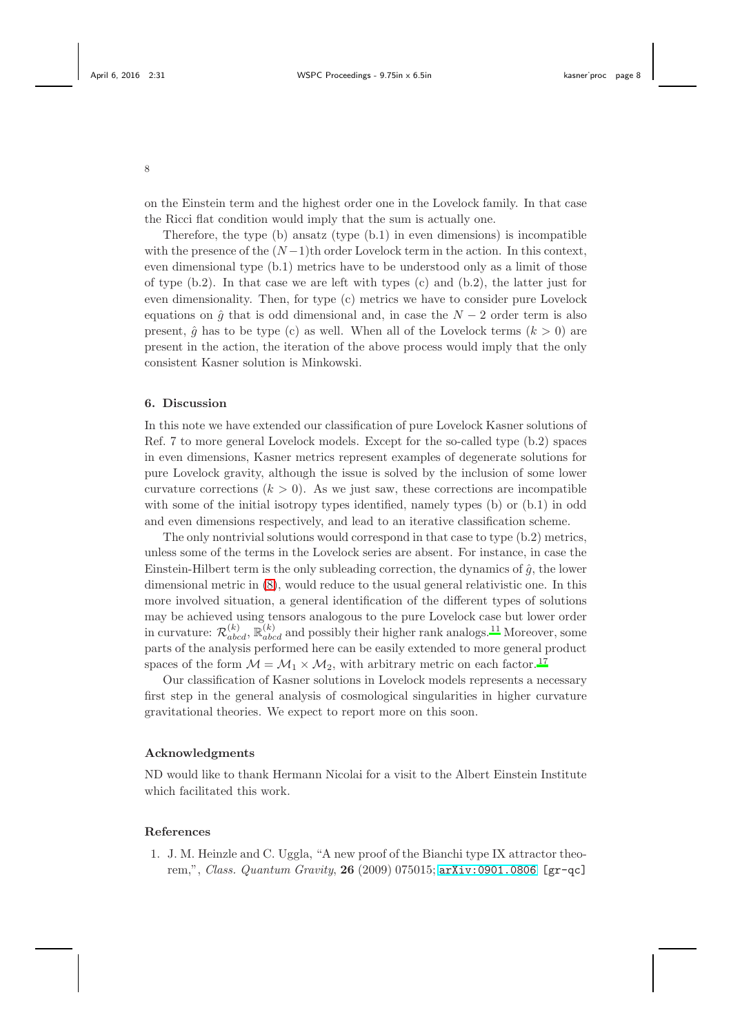on the Einstein term and the highest order one in the Lovelock family. In that case the Ricci flat condition would imply that the sum is actually one.

Therefore, the type (b) ansatz (type (b.1) in even dimensions) is incompatible with the presence of the $(N-1)$th order Lovelock term in the action. In this context, even dimensional type (b.1) metrics have to be understood only as a limit of those of type (b.2). In that case we are left with types (c) and (b.2), the latter just for even dimensionality. Then, for type (c) metrics we have to consider pure Lovelock equations on $\hat{g}$ that is odd dimensional and, in case the $N-2$ order term is also present, $\hat{g}$ has to be type (c) as well. When all of the Lovelock terms $(k>0)$ are present in the action, the iteration of the above process would imply that the only consistent Kasner solution is Minkowski.

## 6. Discussion

In this note we have extended our classification of pure Lovelock Kasner solutions of Ref. 7 to more general Lovelock models. Except for the so-called type (b.2) spaces in even dimensions, Kasner metrics represent examples of degenerate solutions for pure Lovelock gravity, although the issue is solved by the inclusion of some lower curvature corrections $(k>0)$. As we just saw, these corrections are incompatible with some of the initial isotropy types identified, namely types (b) or (b.1) in odd and even dimensions respectively, and lead to an iterative classification scheme.

The only nontrivial solutions would correspond in that case to type (b.2) metrics, unless some of the terms in the Lovelock series are absent. For instance, in case the Einstein-Hilbert term is the only subleading correction, the dynamics of $\hat{g}$, the lower dimensional metric in (8), would reduce to the usual general relativistic one. In this more involved situation, a general identification of the different types of solutions may be achieved using tensors analogous to the pure Lovelock case but lower order in curvature: $\mathcal{R}^{(k)}_{abcd}$, $\mathbb{R}^{(k)}_{abcd}$ and possibly their higher rank analogs.[11] Moreover, some parts of the analysis performed here can be easily extended to more general product spaces of the form $\mathcal{M}=\mathcal{M}_1\times\mathcal{M}_2$, with arbitrary metric on each factor.[17]

Our classification of Kasner solutions in Lovelock models represents a necessary first step in the general analysis of cosmological singularities in higher curvature gravitational theories. We expect to report more on this soon.

### Acknowledgments

ND would like to thank Hermann Nicolai for a visit to the Albert Einstein Institute which facilitated this work.

### References

1. J. M. Heinzle and C. Uggla, "A new proof of the Bianchi type IX attractor theorem,", *Class. Quantum Gravity*, **26** (2009) 075015; arXiv:0901.0806 [gr-qc]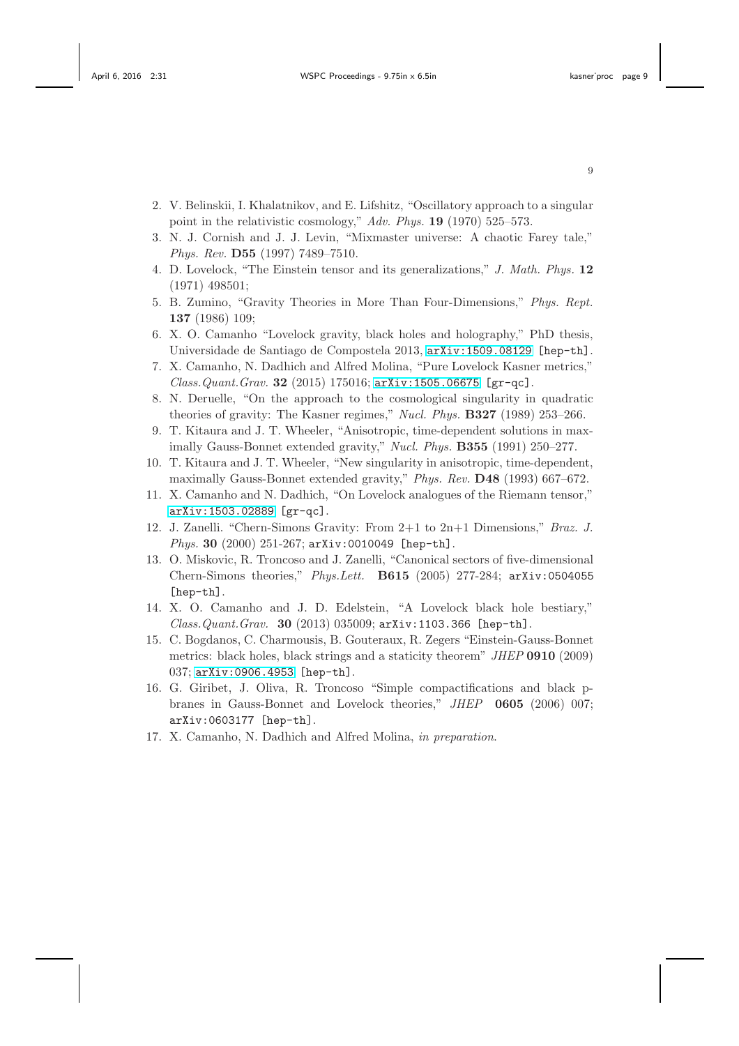2. V. Belinskii, I. Khalatnikov, and E. Lifshitz, "Oscillatory approach to a singular point in the relativistic cosmology," *Adv. Phys.* **19** (1970) 525–573.
3. N. J. Cornish and J. J. Levin, "Mixmaster universe: A chaotic Farey tale," *Phys. Rev.* **D55** (1997) 7489–7510.
4. D. Lovelock, "The Einstein tensor and its generalizations," *J. Math. Phys.* **12** (1971) 498501;
5. B. Zumino, "Gravity Theories in More Than Four-Dimensions," *Phys. Rept.* **137** (1986) 109;
6. X. O. Camanho "Lovelock gravity, black holes and holography," PhD thesis, Universidade de Santiago de Compostela 2013, arXiv:1509.08129 [hep-th].
7. X. Camanho, N. Dadhich and Alfred Molina, "Pure Lovelock Kasner metrics," *Class.Quant.Grav.* **32** (2015) 175016; arXiv:1505.06675 [gr-qc].
8. N. Deruelle, "On the approach to the cosmological singularity in quadratic theories of gravity: The Kasner regimes," *Nucl. Phys.* **B327** (1989) 253–266.
9. T. Kitaura and J. T. Wheeler, "Anisotropic, time-dependent solutions in maximally Gauss-Bonnet extended gravity," *Nucl. Phys.* **B355** (1991) 250–277.
10. T. Kitaura and J. T. Wheeler, "New singularity in anisotropic, time-dependent, maximally Gauss-Bonnet extended gravity," *Phys. Rev.* **D48** (1993) 667–672.
11. X. Camanho and N. Dadhich, "On Lovelock analogues of the Riemann tensor," arXiv:1503.02889 [gr-qc].
12. J. Zanelli. "Chern-Simons Gravity: From 2+1 to 2n+1 Dimensions," *Braz. J. Phys.* **30** (2000) 251-267; arXiv:0010049 [hep-th].
13. O. Miskovic, R. Troncoso and J. Zanelli, "Canonical sectors of five-dimensional Chern-Simons theories," *Phys.Lett.* **B615** (2005) 277-284; arXiv:0504055 [hep-th].
14. X. O. Camanho and J. D. Edelstein, "A Lovelock black hole bestiary," *Class.Quant.Grav.* **30** (2013) 035009; arXiv:1103.366 [hep-th].
15. C. Bogdanos, C. Charmousis, B. Gouteraux, R. Zegers "Einstein-Gauss-Bonnet metrics: black holes, black strings and a staticity theorem" *JHEP* **0910** (2009) 037; arXiv:0906.4953 [hep-th].
16. G. Giribet, J. Oliva, R. Troncoso "Simple compactifications and black p-branes in Gauss-Bonnet and Lovelock theories," *JHEP* **0605** (2006) 007; arXiv:0603177 [hep-th].
17. X. Camanho, N. Dadhich and Alfred Molina, *in preparation*.